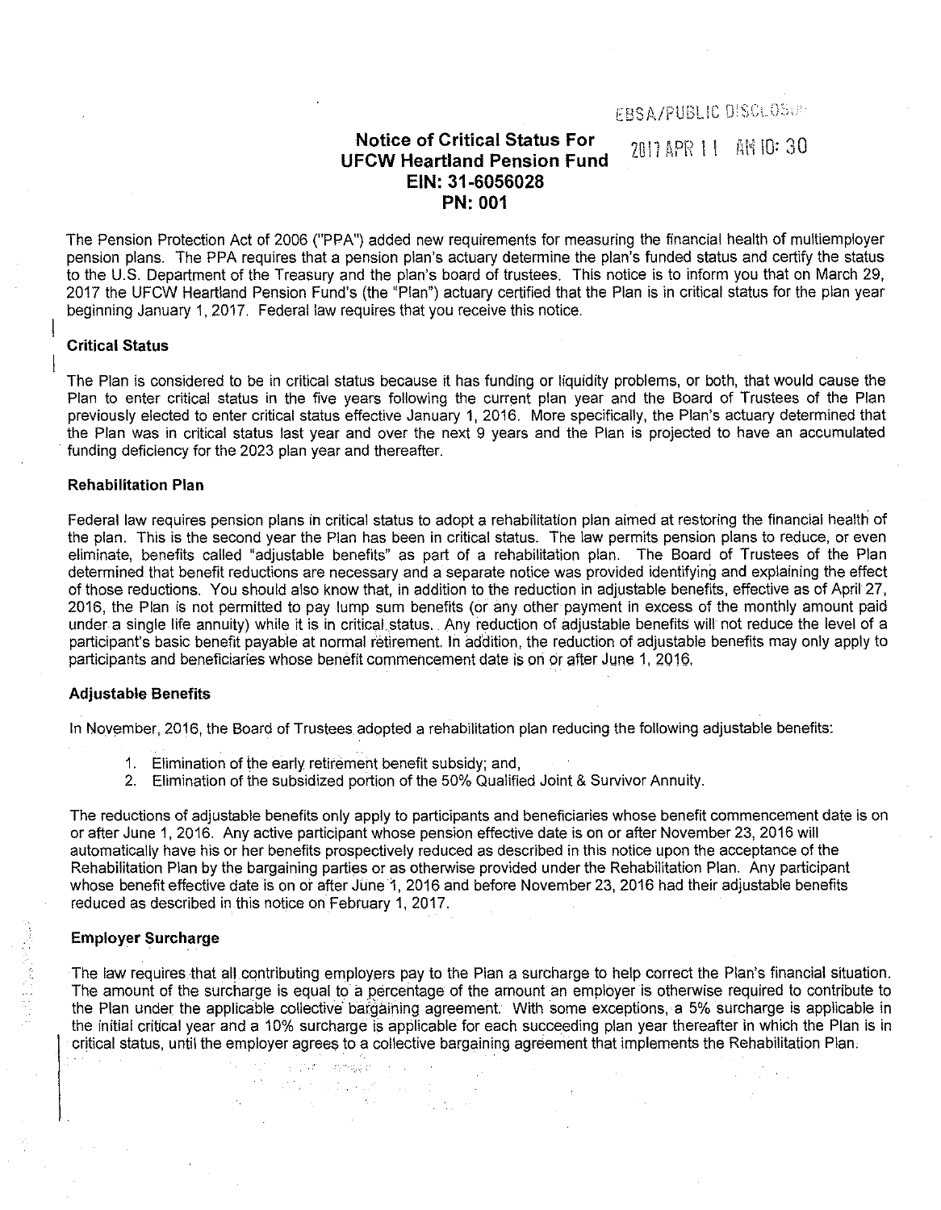EBSA/PUBLIC DISCLOSURE

2017 APR 11 AM 10: 30

# Notice of Critical Status For UFCW Heartland Pension Fund EIN: 31-6056028 PN: 001

The Pension Protection Act of 2006 ("PPA") added new requirements for measuring the financial health of multiemployer pension plans. The PPA requires that a pension plan's actuary determine the plan's funded status and certify the status to the U.S. Department of the Treasury and the plan's board of trustees. This notice is to inform you that on March 29, 2017 the UFCW Heartland Pension Fund's (the "Plan") actuary certified that the Plan is in critical status for the plan year beginning January 1, 2017. Federal law requires that you receive this notice.

## Critical Status

The Plan is considered to be in critical status because it has funding or liquidity problems, or both, that would cause the Plan to enter critical status in the five years following the current plan year and the Board of Trustees of the Plan previously elected to enter critical status effective January 1, 2016. More specifically, the Plan's actuary determined that the Plan was in critical status last year and over the next 9 years and the Plan is projected to have an accumulated funding deficiency for the 2023 plan year and thereafter.

## Rehabilitation Plan

Federal law requires pension plans in critical status to adopt a rehabilitation plan aimed at restoring the financial health of the plan. This is the second year the Plan has been in critical status. The law permits pension plans to reduce, or even eliminate, benefits called "adjustable benefits" as part of a rehabilitation plan. The Board of Trustees of the Plan determined that benefit reductions are necessary and a separate notice was provided identifying and explaining the effect of those reductions. You should also know that, in addition to the reduction in adjustable benefits, effective as of April 27, 2016, the Plan is not permitted to pay lump sum benefits (or any other payment in excess of the monthly amount paid under a single life annuity) while it is in critical status. Any reduction of adjustable benefits will not reduce the level of a participant's basic benefit payable at normal retirement. In addition, the reduction of adjustable benefits may only apply to participants and beneficiaries whose benefit commencement date is on or after June 1, 2016.

## Adjustable Benefits

In November, 2016, the Board of Trustees adopted a rehabilitation plan reducing the following adjustable benefits:

1. Elimination of the early retirement benefit subsidy; and,
2. Elimination of the subsidized portion of the 50% Qualified Joint & Survivor Annuity.

The reductions of adjustable benefits only apply to participants and beneficiaries whose benefit commencement date is on or after June 1, 2016. Any active participant whose pension effective date is on or after November 23, 2016 will automatically have his or her benefits prospectively reduced as described in this notice upon the acceptance of the Rehabilitation Plan by the bargaining parties or as otherwise provided under the Rehabilitation Plan. Any participant whose benefit effective date is on or after June 1, 2016 and before November 23, 2016 had their adjustable benefits reduced as described in this notice on February 1, 2017.

## Employer Surcharge

The law requires that all contributing employers pay to the Plan a surcharge to help correct the Plan's financial situation. The amount of the surcharge is equal to a percentage of the amount an employer is otherwise required to contribute to the Plan under the applicable collective bargaining agreement. With some exceptions, a 5% surcharge is applicable in the initial critical year and a 10% surcharge is applicable for each succeeding plan year thereafter in which the Plan is in critical status, until the employer agrees to a collective bargaining agreement that implements the Rehabilitation Plan.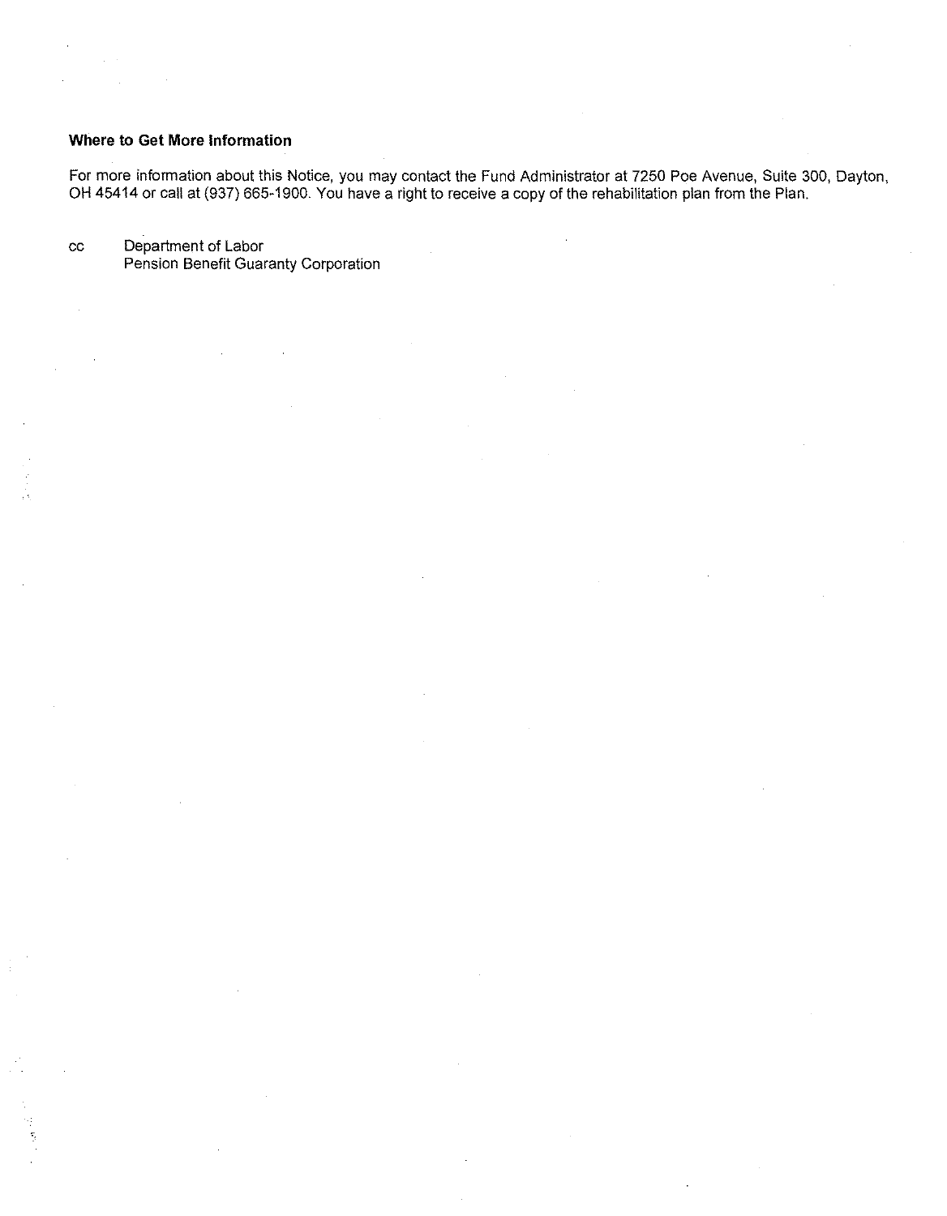**Where to Get More Information**

For more information about this Notice, you may contact the Fund Administrator at 7250 Poe Avenue, Suite 300, Dayton, OH 45414 or call at (937) 665-1900. You have a right to receive a copy of the rehabilitation plan from the Plan.

cc Department of Labor
Pension Benefit Guaranty Corporation